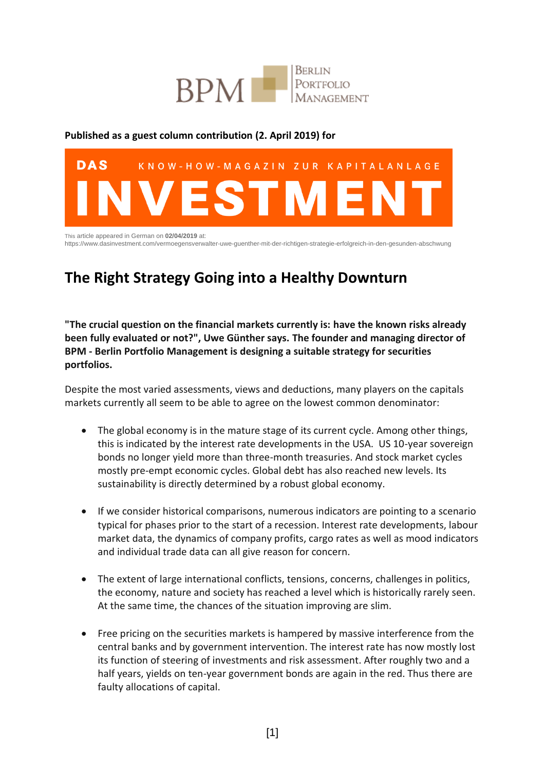BPM | Berlin Portfolio Management

**Published as a guest column contribution (2. April 2019) for**

DAS KNOW-HOW-MAGAZIN ZUR KAPITALANLAGE INVESTMENT

This article appeared in German on **02/04/2019** at:
https://www.dasinvestment.com/vermoegensverwalter-uwe-guenther-mit-der-richtigen-strategie-erfolgreich-in-den-gesunden-abschwung

# The Right Strategy Going into a Healthy Downturn

**"The crucial question on the financial markets currently is: have the known risks already been fully evaluated or not?", Uwe Günther says. The founder and managing director of BPM - Berlin Portfolio Management is designing a suitable strategy for securities portfolios.**

Despite the most varied assessments, views and deductions, many players on the capitals markets currently all seem to be able to agree on the lowest common denominator:

- The global economy is in the mature stage of its current cycle. Among other things, this is indicated by the interest rate developments in the USA. US 10-year sovereign bonds no longer yield more than three-month treasuries. And stock market cycles mostly pre-empt economic cycles. Global debt has also reached new levels. Its sustainability is directly determined by a robust global economy.

- If we consider historical comparisons, numerous indicators are pointing to a scenario typical for phases prior to the start of a recession. Interest rate developments, labour market data, the dynamics of company profits, cargo rates as well as mood indicators and individual trade data can all give reason for concern.

- The extent of large international conflicts, tensions, concerns, challenges in politics, the economy, nature and society has reached a level which is historically rarely seen. At the same time, the chances of the situation improving are slim.

- Free pricing on the securities markets is hampered by massive interference from the central banks and by government intervention. The interest rate has now mostly lost its function of steering of investments and risk assessment. After roughly two and a half years, yields on ten-year government bonds are again in the red. Thus there are faulty allocations of capital.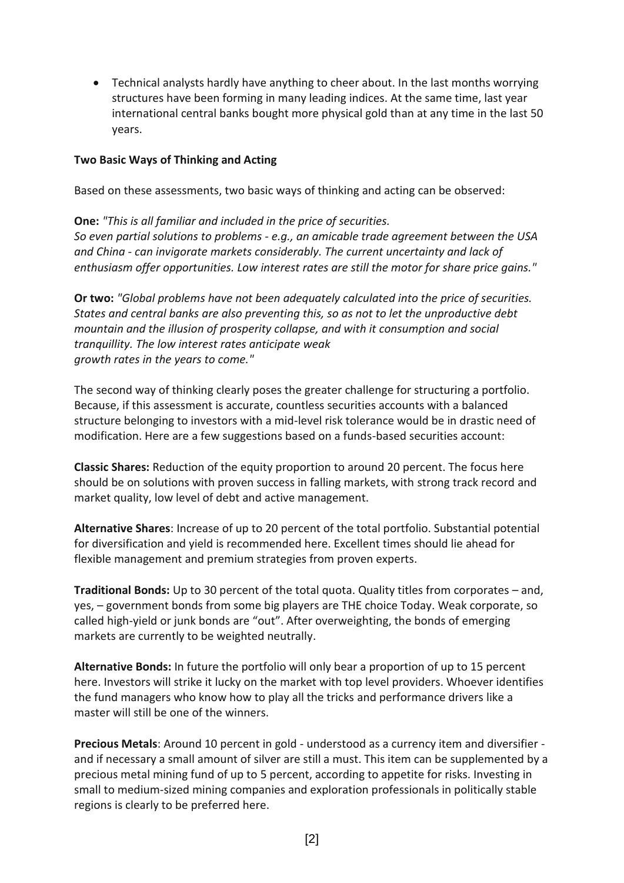- Technical analysts hardly have anything to cheer about. In the last months worrying structures have been forming in many leading indices. At the same time, last year international central banks bought more physical gold than at any time in the last 50 years.

**Two Basic Ways of Thinking and Acting**

Based on these assessments, two basic ways of thinking and acting can be observed:

**One:** *"This is all familiar and included in the price of securities. So even partial solutions to problems - e.g., an amicable trade agreement between the USA and China - can invigorate markets considerably. The current uncertainty and lack of enthusiasm offer opportunities. Low interest rates are still the motor for share price gains."*

**Or two:** *"Global problems have not been adequately calculated into the price of securities. States and central banks are also preventing this, so as not to let the unproductive debt mountain and the illusion of prosperity collapse, and with it consumption and social tranquillity. The low interest rates anticipate weak growth rates in the years to come."*

The second way of thinking clearly poses the greater challenge for structuring a portfolio. Because, if this assessment is accurate, countless securities accounts with a balanced structure belonging to investors with a mid-level risk tolerance would be in drastic need of modification. Here are a few suggestions based on a funds-based securities account:

**Classic Shares:** Reduction of the equity proportion to around 20 percent. The focus here should be on solutions with proven success in falling markets, with strong track record and market quality, low level of debt and active management.

**Alternative Shares**: Increase of up to 20 percent of the total portfolio. Substantial potential for diversification and yield is recommended here. Excellent times should lie ahead for flexible management and premium strategies from proven experts.

**Traditional Bonds:** Up to 30 percent of the total quota. Quality titles from corporates – and, yes, – government bonds from some big players are THE choice Today. Weak corporate, so called high-yield or junk bonds are "out". After overweighting, the bonds of emerging markets are currently to be weighted neutrally.

**Alternative Bonds:** In future the portfolio will only bear a proportion of up to 15 percent here. Investors will strike it lucky on the market with top level providers. Whoever identifies the fund managers who know how to play all the tricks and performance drivers like a master will still be one of the winners.

**Precious Metals**: Around 10 percent in gold - understood as a currency item and diversifier - and if necessary a small amount of silver are still a must. This item can be supplemented by a precious metal mining fund of up to 5 percent, according to appetite for risks. Investing in small to medium-sized mining companies and exploration professionals in politically stable regions is clearly to be preferred here.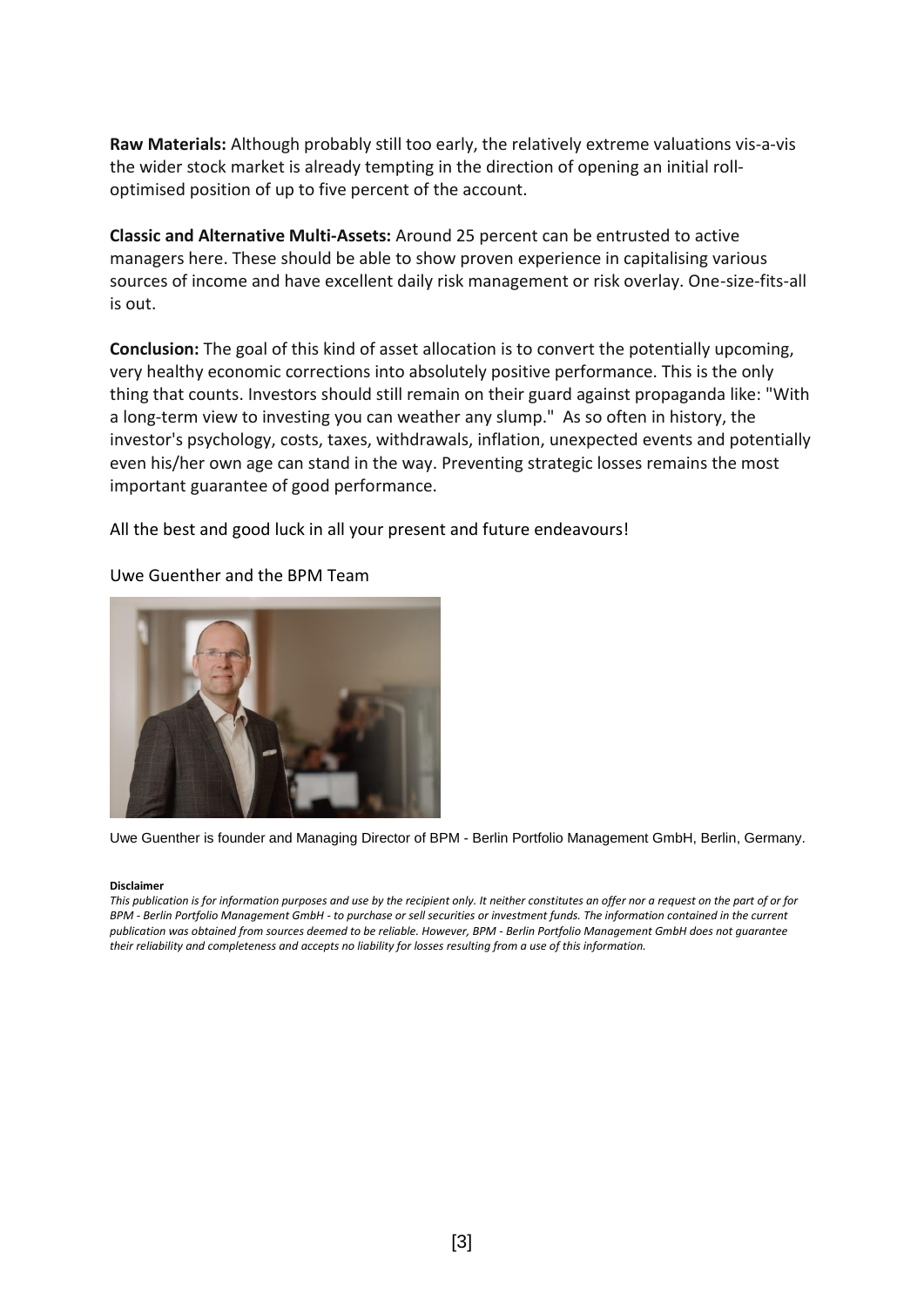**Raw Materials:** Although probably still too early, the relatively extreme valuations vis-a-vis the wider stock market is already tempting in the direction of opening an initial roll-optimised position of up to five percent of the account.

**Classic and Alternative Multi-Assets:** Around 25 percent can be entrusted to active managers here. These should be able to show proven experience in capitalising various sources of income and have excellent daily risk management or risk overlay. One-size-fits-all is out.

**Conclusion:** The goal of this kind of asset allocation is to convert the potentially upcoming, very healthy economic corrections into absolutely positive performance. This is the only thing that counts. Investors should still remain on their guard against propaganda like: "With a long-term view to investing you can weather any slump." As so often in history, the investor's psychology, costs, taxes, withdrawals, inflation, unexpected events and potentially even his/her own age can stand in the way. Preventing strategic losses remains the most important guarantee of good performance.

All the best and good luck in all your present and future endeavours!

Uwe Guenther and the BPM Team

Uwe Guenther is founder and Managing Director of BPM - Berlin Portfolio Management GmbH, Berlin, Germany.

**Disclaimer**

*This publication is for information purposes and use by the recipient only. It neither constitutes an offer nor a request on the part of or for BPM - Berlin Portfolio Management GmbH - to purchase or sell securities or investment funds. The information contained in the current publication was obtained from sources deemed to be reliable. However, BPM - Berlin Portfolio Management GmbH does not guarantee their reliability and completeness and accepts no liability for losses resulting from a use of this information.*